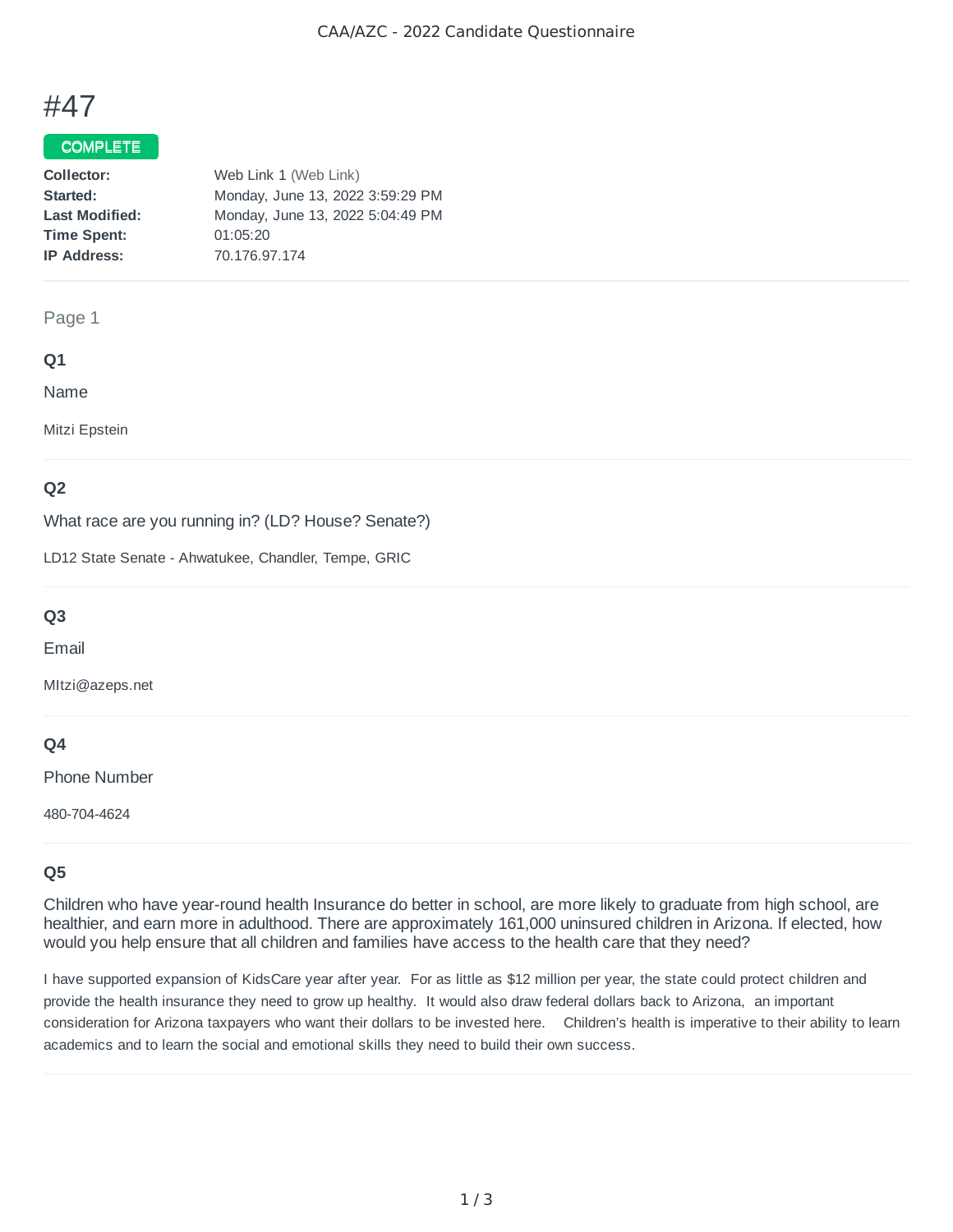# #47

**COMPLETE**

**Collector:** Web Link 1 (Web Link)
**Started:** Monday, June 13, 2022 3:59:29 PM
**Last Modified:** Monday, June 13, 2022 5:04:49 PM
**Time Spent:** 01:05:20
**IP Address:** 70.176.97.174

---

Page 1

### Q1

Name

Mitzi Epstein

### Q2

What race are you running in? (LD? House? Senate?)

LD12 State Senate - Ahwatukee, Chandler, Tempe, GRIC

### Q3

Email

MItzi@azeps.net

### Q4

Phone Number

480-704-4624

### Q5

Children who have year-round health Insurance do better in school, are more likely to graduate from high school, are healthier, and earn more in adulthood. There are approximately 161,000 uninsured children in Arizona. If elected, how would you help ensure that all children and families have access to the health care that they need?

I have supported expansion of KidsCare year after year. For as little as $12 million per year, the state could protect children and provide the health insurance they need to grow up healthy. It would also draw federal dollars back to Arizona, an important consideration for Arizona taxpayers who want their dollars to be invested here. Children's health is imperative to their ability to learn academics and to learn the social and emotional skills they need to build their own success.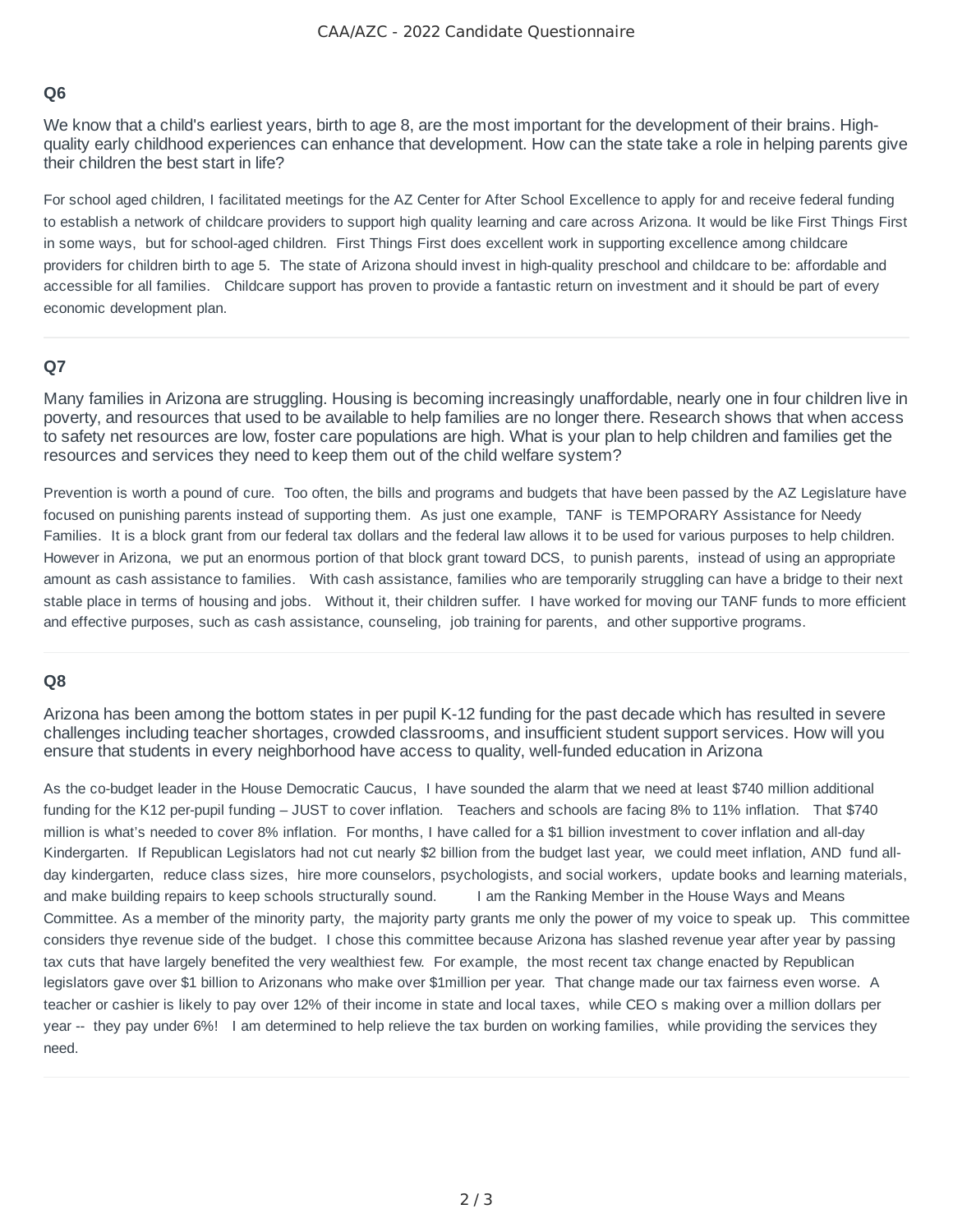## Q6

We know that a child's earliest years, birth to age 8, are the most important for the development of their brains. High-quality early childhood experiences can enhance that development. How can the state take a role in helping parents give their children the best start in life?

For school aged children, I facilitated meetings for the AZ Center for After School Excellence to apply for and receive federal funding to establish a network of childcare providers to support high quality learning and care across Arizona. It would be like First Things First in some ways, but for school-aged children. First Things First does excellent work in supporting excellence among childcare providers for children birth to age 5. The state of Arizona should invest in high-quality preschool and childcare to be: affordable and accessible for all families. Childcare support has proven to provide a fantastic return on investment and it should be part of every economic development plan.

---

## Q7

Many families in Arizona are struggling. Housing is becoming increasingly unaffordable, nearly one in four children live in poverty, and resources that used to be available to help families are no longer there. Research shows that when access to safety net resources are low, foster care populations are high. What is your plan to help children and families get the resources and services they need to keep them out of the child welfare system?

Prevention is worth a pound of cure. Too often, the bills and programs and budgets that have been passed by the AZ Legislature have focused on punishing parents instead of supporting them. As just one example, TANF is TEMPORARY Assistance for Needy Families. It is a block grant from our federal tax dollars and the federal law allows it to be used for various purposes to help children. However in Arizona, we put an enormous portion of that block grant toward DCS, to punish parents, instead of using an appropriate amount as cash assistance to families. With cash assistance, families who are temporarily struggling can have a bridge to their next stable place in terms of housing and jobs. Without it, their children suffer. I have worked for moving our TANF funds to more efficient and effective purposes, such as cash assistance, counseling, job training for parents, and other supportive programs.

---

## Q8

Arizona has been among the bottom states in per pupil K-12 funding for the past decade which has resulted in severe challenges including teacher shortages, crowded classrooms, and insufficient student support services. How will you ensure that students in every neighborhood have access to quality, well-funded education in Arizona

As the co-budget leader in the House Democratic Caucus, I have sounded the alarm that we need at least $740 million additional funding for the K12 per-pupil funding – JUST to cover inflation. Teachers and schools are facing 8% to 11% inflation. That $740 million is what's needed to cover 8% inflation. For months, I have called for a $1 billion investment to cover inflation and all-day Kindergarten. If Republican Legislators had not cut nearly $2 billion from the budget last year, we could meet inflation, AND fund all-day kindergarten, reduce class sizes, hire more counselors, psychologists, and social workers, update books and learning materials, and make building repairs to keep schools structurally sound. I am the Ranking Member in the House Ways and Means Committee. As a member of the minority party, the majority party grants me only the power of my voice to speak up. This committee considers thye revenue side of the budget. I chose this committee because Arizona has slashed revenue year after year by passing tax cuts that have largely benefited the very wealthiest few. For example, the most recent tax change enacted by Republican legislators gave over $1 billion to Arizonans who make over $1million per year. That change made our tax fairness even worse. A teacher or cashier is likely to pay over 12% of their income in state and local taxes, while CEO s making over a million dollars per year -- they pay under 6%! I am determined to help relieve the tax burden on working families, while providing the services they need.

---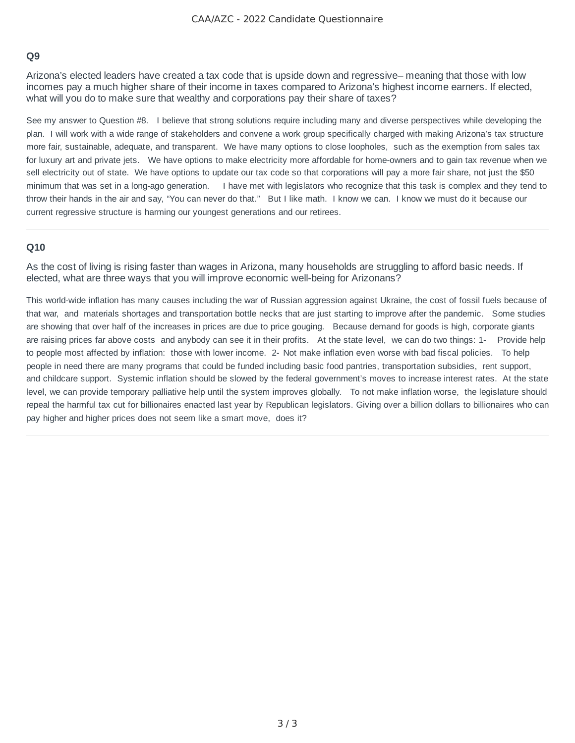**Q9**

Arizona's elected leaders have created a tax code that is upside down and regressive– meaning that those with low incomes pay a much higher share of their income in taxes compared to Arizona's highest income earners. If elected, what will you do to make sure that wealthy and corporations pay their share of taxes?

See my answer to Question #8. I believe that strong solutions require including many and diverse perspectives while developing the plan. I will work with a wide range of stakeholders and convene a work group specifically charged with making Arizona's tax structure more fair, sustainable, adequate, and transparent. We have many options to close loopholes, such as the exemption from sales tax for luxury art and private jets. We have options to make electricity more affordable for home-owners and to gain tax revenue when we sell electricity out of state. We have options to update our tax code so that corporations will pay a more fair share, not just the $50 minimum that was set in a long-ago generation. I have met with legislators who recognize that this task is complex and they tend to throw their hands in the air and say, "You can never do that." But I like math. I know we can. I know we must do it because our current regressive structure is harming our youngest generations and our retirees.

---

**Q10**

As the cost of living is rising faster than wages in Arizona, many households are struggling to afford basic needs. If elected, what are three ways that you will improve economic well-being for Arizonans?

This world-wide inflation has many causes including the war of Russian aggression against Ukraine, the cost of fossil fuels because of that war, and materials shortages and transportation bottle necks that are just starting to improve after the pandemic. Some studies are showing that over half of the increases in prices are due to price gouging. Because demand for goods is high, corporate giants are raising prices far above costs and anybody can see it in their profits. At the state level, we can do two things: 1- Provide help to people most affected by inflation: those with lower income. 2- Not make inflation even worse with bad fiscal policies. To help people in need there are many programs that could be funded including basic food pantries, transportation subsidies, rent support, and childcare support. Systemic inflation should be slowed by the federal government's moves to increase interest rates. At the state level, we can provide temporary palliative help until the system improves globally. To not make inflation worse, the legislature should repeal the harmful tax cut for billionaires enacted last year by Republican legislators. Giving over a billion dollars to billionaires who can pay higher and higher prices does not seem like a smart move, does it?